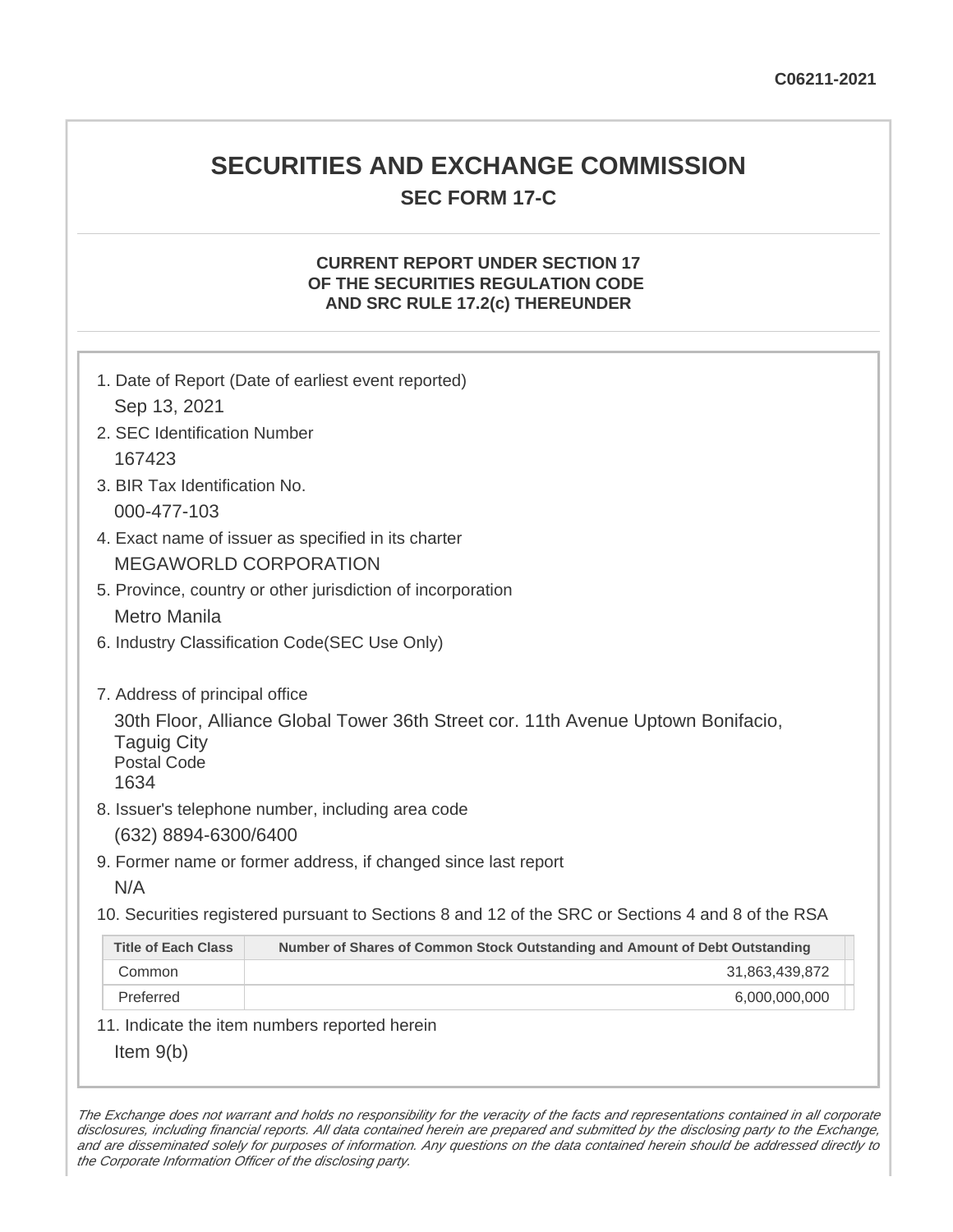C06211-2021

# SECURITIES AND EXCHANGE COMMISSION

## SEC FORM 17-C

### CURRENT REPORT UNDER SECTION 17 OF THE SECURITIES REGULATION CODE AND SRC RULE 17.2(c) THEREUNDER

1. Date of Report (Date of earliest event reported)

   Sep 13, 2021

2. SEC Identification Number

   167423

3. BIR Tax Identification No.

   000-477-103

4. Exact name of issuer as specified in its charter

   MEGAWORLD CORPORATION

5. Province, country or other jurisdiction of incorporation

   Metro Manila

6. Industry Classification Code(SEC Use Only)

7. Address of principal office

   30th Floor, Alliance Global Tower 36th Street cor. 11th Avenue Uptown Bonifacio, Taguig City
   Postal Code
   1634

8. Issuer's telephone number, including area code

   (632) 8894-6300/6400

9. Former name or former address, if changed since last report

   N/A

10. Securities registered pursuant to Sections 8 and 12 of the SRC or Sections 4 and 8 of the RSA

| Title of Each Class | Number of Shares of Common Stock Outstanding and Amount of Debt Outstanding |
|---|---|
| Common | 31,863,439,872 |
| Preferred | 6,000,000,000 |

11. Indicate the item numbers reported herein

   Item 9(b)

*The Exchange does not warrant and holds no responsibility for the veracity of the facts and representations contained in all corporate disclosures, including financial reports. All data contained herein are prepared and submitted by the disclosing party to the Exchange, and are disseminated solely for purposes of information. Any questions on the data contained herein should be addressed directly to the Corporate Information Officer of the disclosing party.*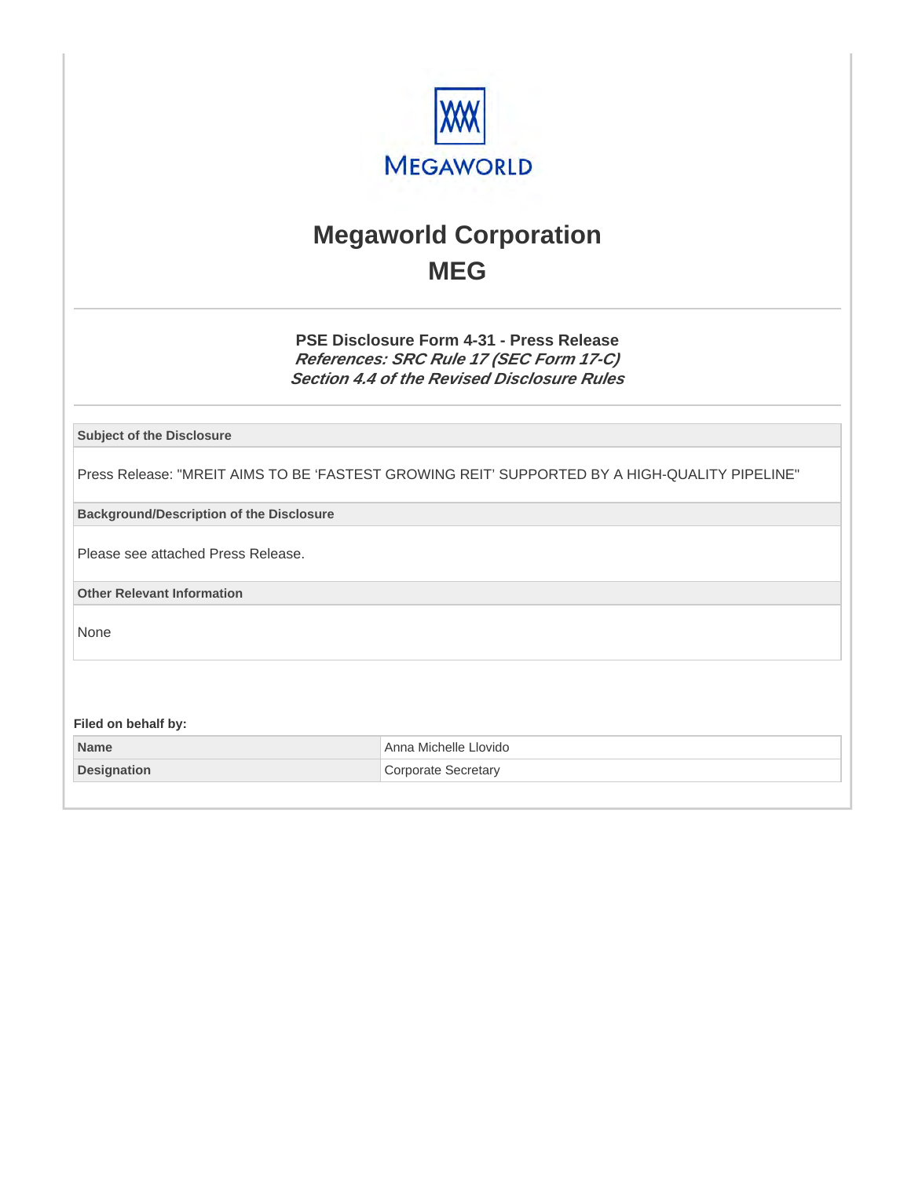# Megaworld Corporation
## MEG

### PSE Disclosure Form 4-31 - Press Release
***References: SRC Rule 17 (SEC Form 17-C)***
***Section 4.4 of the Revised Disclosure Rules***

| Subject of the Disclosure |
|---|
| Press Release: "MREIT AIMS TO BE 'FASTEST GROWING REIT' SUPPORTED BY A HIGH-QUALITY PIPELINE" |
| **Background/Description of the Disclosure** |
| Please see attached Press Release. |
| **Other Relevant Information** |
| None |

**Filed on behalf by:**

| Name | Anna Michelle Llovido |
|---|---|
| **Designation** | Corporate Secretary |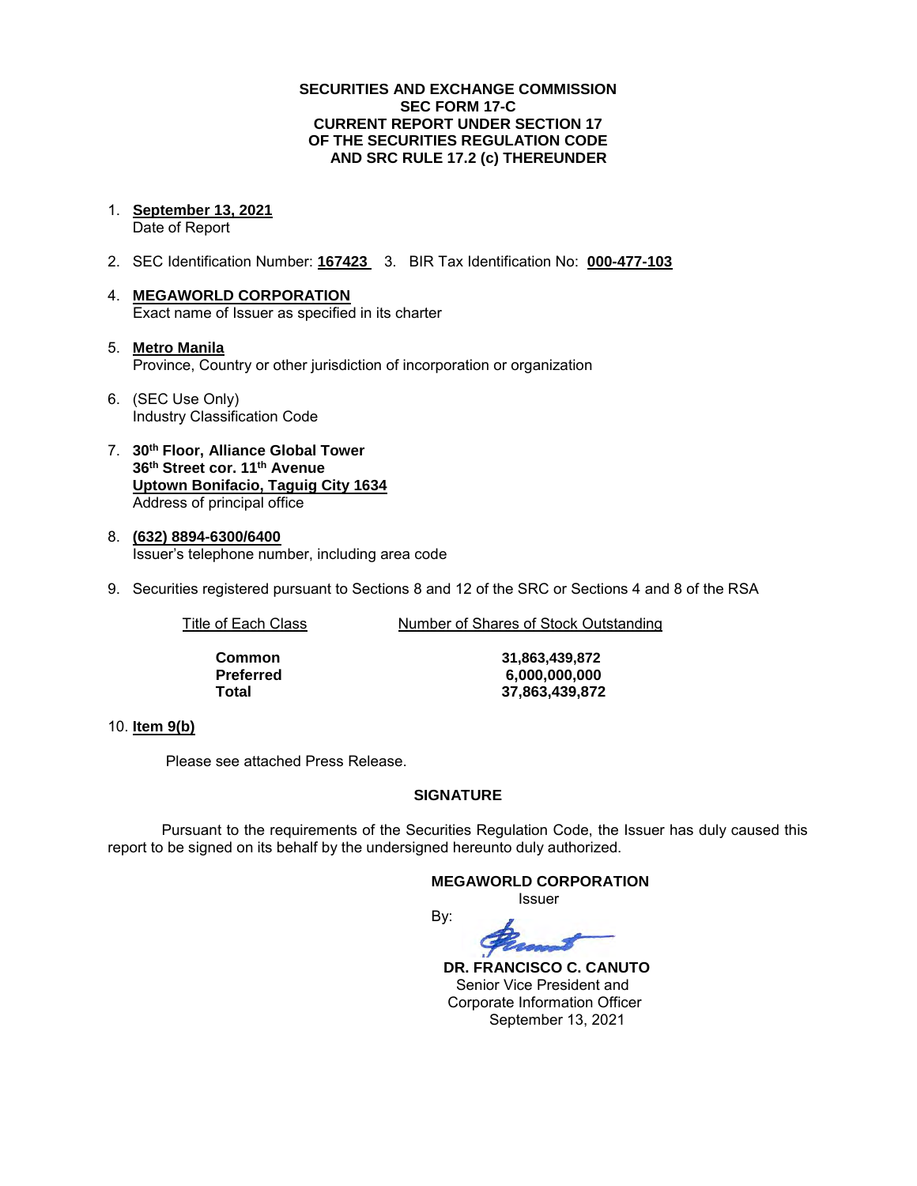**SECURITIES AND EXCHANGE COMMISSION**
**SEC FORM 17-C**
**CURRENT REPORT UNDER SECTION 17**
**OF THE SECURITIES REGULATION CODE**
**AND SRC RULE 17.2 (c) THEREUNDER**

1. **September 13, 2021**
   Date of Report

2. SEC Identification Number: **167423** 3. BIR Tax Identification No: **000-477-103**

4. **MEGAWORLD CORPORATION**
   Exact name of Issuer as specified in its charter

5. **Metro Manila**
   Province, Country or other jurisdiction of incorporation or organization

6. (SEC Use Only)
   Industry Classification Code

7. **30th Floor, Alliance Global Tower**
   **36th Street cor. 11th Avenue**
   **Uptown Bonifacio, Taguig City 1634**
   Address of principal office

8. **(632) 8894-6300/6400**
   Issuer's telephone number, including area code

9. Securities registered pursuant to Sections 8 and 12 of the SRC or Sections 4 and 8 of the RSA

| Title of Each Class | Number of Shares of Stock Outstanding |
|---|---|
| **Common** | **31,863,439,872** |
| **Preferred** | **6,000,000,000** |
| **Total** | **37,863,439,872** |

10. **Item 9(b)**

Please see attached Press Release.

**SIGNATURE**

Pursuant to the requirements of the Securities Regulation Code, the Issuer has duly caused this report to be signed on its behalf by the undersigned hereunto duly authorized.

**MEGAWORLD CORPORATION**
Issuer

By:

**DR. FRANCISCO C. CANUTO**
Senior Vice President and
Corporate Information Officer
September 13, 2021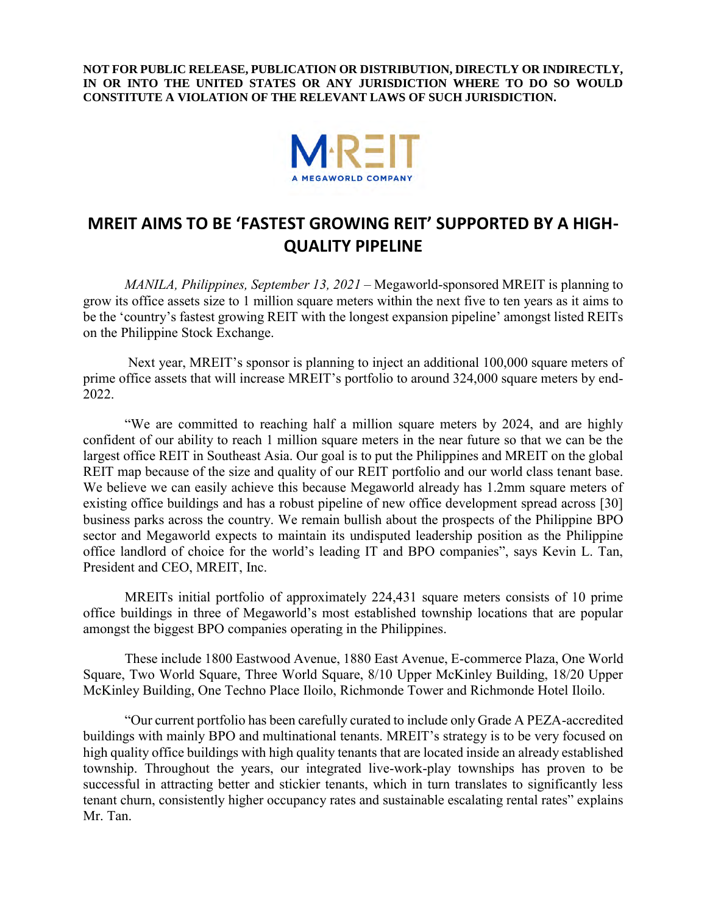**NOT FOR PUBLIC RELEASE, PUBLICATION OR DISTRIBUTION, DIRECTLY OR INDIRECTLY, IN OR INTO THE UNITED STATES OR ANY JURISDICTION WHERE TO DO SO WOULD CONSTITUTE A VIOLATION OF THE RELEVANT LAWS OF SUCH JURISDICTION.**

M·REIT

A MEGAWORLD COMPANY

# MREIT AIMS TO BE 'FASTEST GROWING REIT' SUPPORTED BY A HIGH-QUALITY PIPELINE

*MANILA, Philippines, September 13, 2021* – Megaworld-sponsored MREIT is planning to grow its office assets size to 1 million square meters within the next five to ten years as it aims to be the 'country's fastest growing REIT with the longest expansion pipeline' amongst listed REITs on the Philippine Stock Exchange.

Next year, MREIT's sponsor is planning to inject an additional 100,000 square meters of prime office assets that will increase MREIT's portfolio to around 324,000 square meters by end-2022.

"We are committed to reaching half a million square meters by 2024, and are highly confident of our ability to reach 1 million square meters in the near future so that we can be the largest office REIT in Southeast Asia. Our goal is to put the Philippines and MREIT on the global REIT map because of the size and quality of our REIT portfolio and our world class tenant base. We believe we can easily achieve this because Megaworld already has 1.2mm square meters of existing office buildings and has a robust pipeline of new office development spread across [30] business parks across the country. We remain bullish about the prospects of the Philippine BPO sector and Megaworld expects to maintain its undisputed leadership position as the Philippine office landlord of choice for the world's leading IT and BPO companies", says Kevin L. Tan, President and CEO, MREIT, Inc.

MREITs initial portfolio of approximately 224,431 square meters consists of 10 prime office buildings in three of Megaworld's most established township locations that are popular amongst the biggest BPO companies operating in the Philippines.

These include 1800 Eastwood Avenue, 1880 East Avenue, E-commerce Plaza, One World Square, Two World Square, Three World Square, 8/10 Upper McKinley Building, 18/20 Upper McKinley Building, One Techno Place Iloilo, Richmonde Tower and Richmonde Hotel Iloilo.

"Our current portfolio has been carefully curated to include only Grade A PEZA-accredited buildings with mainly BPO and multinational tenants. MREIT's strategy is to be very focused on high quality office buildings with high quality tenants that are located inside an already established township. Throughout the years, our integrated live-work-play townships has proven to be successful in attracting better and stickier tenants, which in turn translates to significantly less tenant churn, consistently higher occupancy rates and sustainable escalating rental rates" explains Mr. Tan.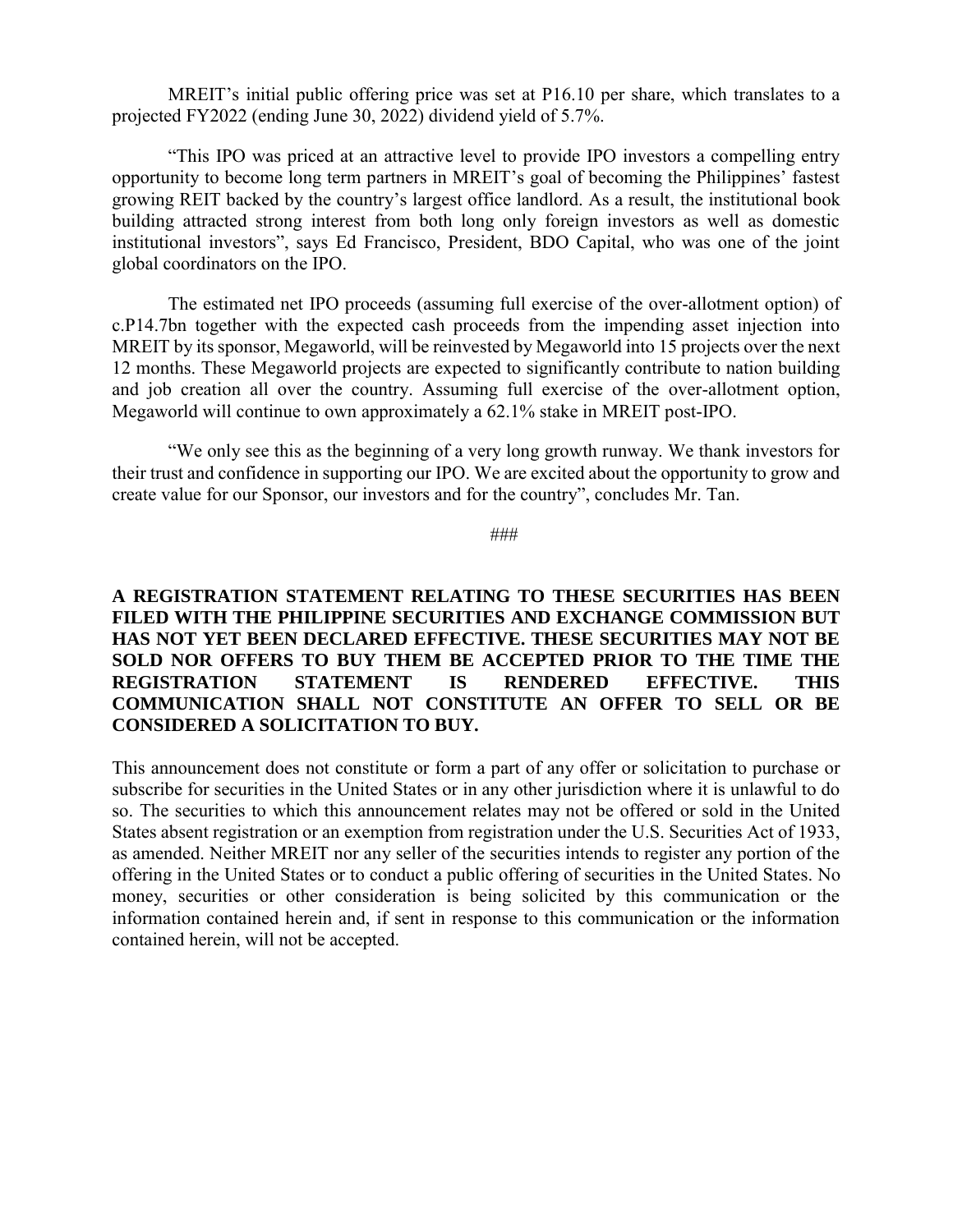MREIT's initial public offering price was set at P16.10 per share, which translates to a projected FY2022 (ending June 30, 2022) dividend yield of 5.7%.

"This IPO was priced at an attractive level to provide IPO investors a compelling entry opportunity to become long term partners in MREIT's goal of becoming the Philippines' fastest growing REIT backed by the country's largest office landlord. As a result, the institutional book building attracted strong interest from both long only foreign investors as well as domestic institutional investors", says Ed Francisco, President, BDO Capital, who was one of the joint global coordinators on the IPO.

The estimated net IPO proceeds (assuming full exercise of the over-allotment option) of c.P14.7bn together with the expected cash proceeds from the impending asset injection into MREIT by its sponsor, Megaworld, will be reinvested by Megaworld into 15 projects over the next 12 months. These Megaworld projects are expected to significantly contribute to nation building and job creation all over the country. Assuming full exercise of the over-allotment option, Megaworld will continue to own approximately a 62.1% stake in MREIT post-IPO.

"We only see this as the beginning of a very long growth runway. We thank investors for their trust and confidence in supporting our IPO. We are excited about the opportunity to grow and create value for our Sponsor, our investors and for the country", concludes Mr. Tan.

###

**A REGISTRATION STATEMENT RELATING TO THESE SECURITIES HAS BEEN FILED WITH THE PHILIPPINE SECURITIES AND EXCHANGE COMMISSION BUT HAS NOT YET BEEN DECLARED EFFECTIVE. THESE SECURITIES MAY NOT BE SOLD NOR OFFERS TO BUY THEM BE ACCEPTED PRIOR TO THE TIME THE REGISTRATION STATEMENT IS RENDERED EFFECTIVE. THIS COMMUNICATION SHALL NOT CONSTITUTE AN OFFER TO SELL OR BE CONSIDERED A SOLICITATION TO BUY.**

This announcement does not constitute or form a part of any offer or solicitation to purchase or subscribe for securities in the United States or in any other jurisdiction where it is unlawful to do so. The securities to which this announcement relates may not be offered or sold in the United States absent registration or an exemption from registration under the U.S. Securities Act of 1933, as amended. Neither MREIT nor any seller of the securities intends to register any portion of the offering in the United States or to conduct a public offering of securities in the United States. No money, securities or other consideration is being solicited by this communication or the information contained herein and, if sent in response to this communication or the information contained herein, will not be accepted.